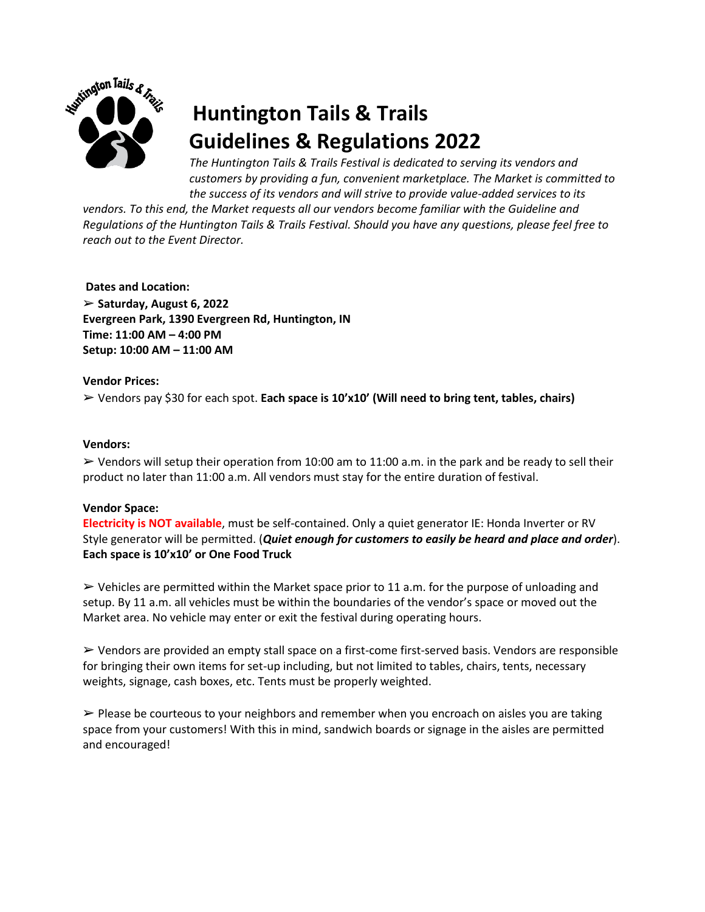# Huntington Tails & Trails Guidelines & Regulations 2022

*The Huntington Tails & Trails Festival is dedicated to serving its vendors and customers by providing a fun, convenient marketplace. The Market is committed to the success of its vendors and will strive to provide value-added services to its vendors. To this end, the Market requests all our vendors become familiar with the Guideline and Regulations of the Huntington Tails & Trails Festival. Should you have any questions, please feel free to reach out to the Event Director.*

**Dates and Location:**

➢ **Saturday, August 6, 2022**
**Evergreen Park, 1390 Evergreen Rd, Huntington, IN**
**Time: 11:00 AM – 4:00 PM**
**Setup: 10:00 AM – 11:00 AM**

**Vendor Prices:**

➢ Vendors pay $30 for each spot. **Each space is 10'x10' (Will need to bring tent, tables, chairs)**

**Vendors:**

➢ Vendors will setup their operation from 10:00 am to 11:00 a.m. in the park and be ready to sell their product no later than 11:00 a.m. All vendors must stay for the entire duration of festival.

**Vendor Space:**

**Electricity is NOT available**, must be self-contained. Only a quiet generator IE: Honda Inverter or RV Style generator will be permitted. (***Quiet enough for customers to easily be heard and place and order***).
**Each space is 10'x10' or One Food Truck**

➢ Vehicles are permitted within the Market space prior to 11 a.m. for the purpose of unloading and setup. By 11 a.m. all vehicles must be within the boundaries of the vendor's space or moved out the Market area. No vehicle may enter or exit the festival during operating hours.

➢ Vendors are provided an empty stall space on a first-come first-served basis. Vendors are responsible for bringing their own items for set-up including, but not limited to tables, chairs, tents, necessary weights, signage, cash boxes, etc. Tents must be properly weighted.

➢ Please be courteous to your neighbors and remember when you encroach on aisles you are taking space from your customers! With this in mind, sandwich boards or signage in the aisles are permitted and encouraged!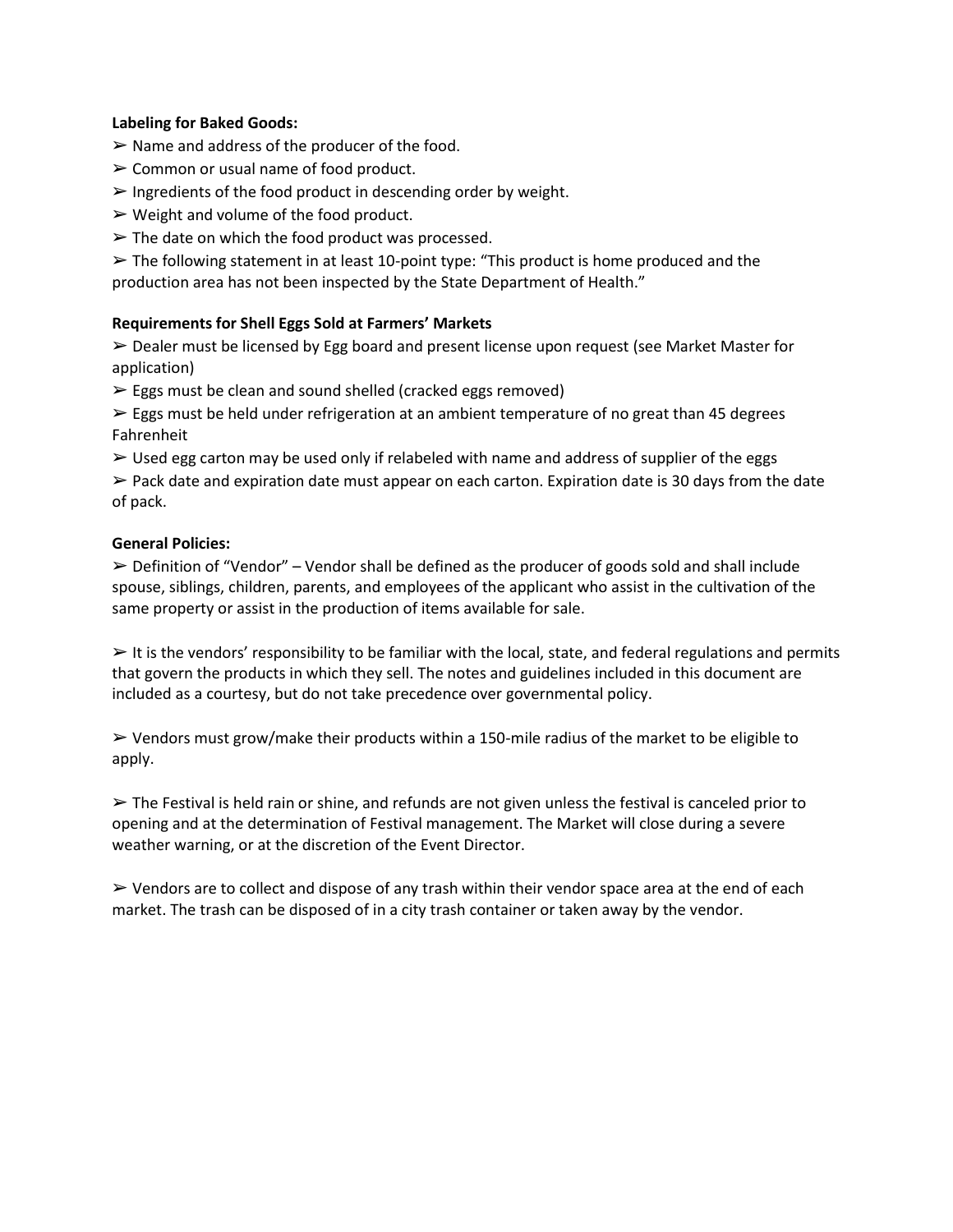**Labeling for Baked Goods:**

➢ Name and address of the producer of the food.

➢ Common or usual name of food product.

➢ Ingredients of the food product in descending order by weight.

➢ Weight and volume of the food product.

➢ The date on which the food product was processed.

➢ The following statement in at least 10-point type: "This product is home produced and the production area has not been inspected by the State Department of Health."

**Requirements for Shell Eggs Sold at Farmers' Markets**

➢ Dealer must be licensed by Egg board and present license upon request (see Market Master for application)

➢ Eggs must be clean and sound shelled (cracked eggs removed)

➢ Eggs must be held under refrigeration at an ambient temperature of no great than 45 degrees Fahrenheit

➢ Used egg carton may be used only if relabeled with name and address of supplier of the eggs

➢ Pack date and expiration date must appear on each carton. Expiration date is 30 days from the date of pack.

**General Policies:**

➢ Definition of "Vendor" – Vendor shall be defined as the producer of goods sold and shall include spouse, siblings, children, parents, and employees of the applicant who assist in the cultivation of the same property or assist in the production of items available for sale.

➢ It is the vendors' responsibility to be familiar with the local, state, and federal regulations and permits that govern the products in which they sell. The notes and guidelines included in this document are included as a courtesy, but do not take precedence over governmental policy.

➢ Vendors must grow/make their products within a 150-mile radius of the market to be eligible to apply.

➢ The Festival is held rain or shine, and refunds are not given unless the festival is canceled prior to opening and at the determination of Festival management. The Market will close during a severe weather warning, or at the discretion of the Event Director.

➢ Vendors are to collect and dispose of any trash within their vendor space area at the end of each market. The trash can be disposed of in a city trash container or taken away by the vendor.